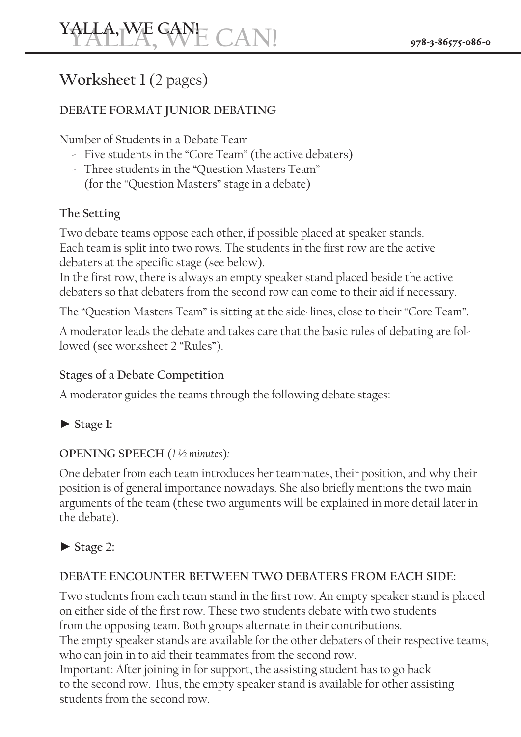# Worksheet 1 (2 pages)

## DEBATE FORMAT JUNIOR DEBATING

Number of Students in a Debate Team

- Five students in the "Core Team" (the active debaters)
- Three students in the "Question Masters Team" (for the "Question Masters" stage in a debate)

### The Setting

Two debate teams oppose each other, if possible placed at speaker stands. Each team is split into two rows. The students in the first row are the active debaters at the specific stage (see below).
In the first row, there is always an empty speaker stand placed beside the active debaters so that debaters from the second row can come to their aid if necessary.

The "Question Masters Team" is sitting at the side-lines, close to their "Core Team".

A moderator leads the debate and takes care that the basic rules of debating are followed (see worksheet 2 "Rules").

### Stages of a Debate Competition

A moderator guides the teams through the following debate stages:

► **Stage 1:**

**OPENING SPEECH** (*1 ½ minutes*):

One debater from each team introduces her teammates, their position, and why their position is of general importance nowadays. She also briefly mentions the two main arguments of the team (these two arguments will be explained in more detail later in the debate).

► **Stage 2:**

**DEBATE ENCOUNTER BETWEEN TWO DEBATERS FROM EACH SIDE:**

Two students from each team stand in the first row. An empty speaker stand is placed on either side of the first row. These two students debate with two students from the opposing team. Both groups alternate in their contributions.
The empty speaker stands are available for the other debaters of their respective teams, who can join in to aid their teammates from the second row.
Important: After joining in for support, the assisting student has to go back to the second row. Thus, the empty speaker stand is available for other assisting students from the second row.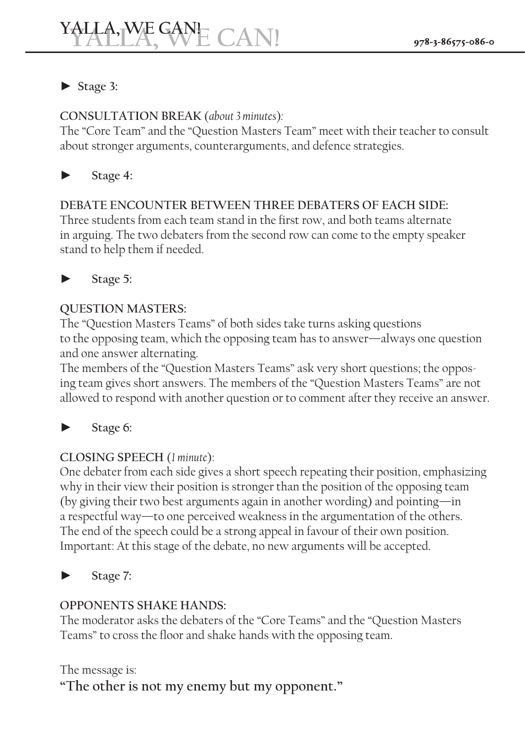► **Stage 3:**

**CONSULTATION BREAK** (*about 3 minutes*):
The "Core Team" and the "Question Masters Team" meet with their teacher to consult about stronger arguments, counterarguments, and defence strategies.

► **Stage 4:**

**DEBATE ENCOUNTER BETWEEN THREE DEBATERS OF EACH SIDE:**
Three students from each team stand in the first row, and both teams alternate in arguing. The two debaters from the second row can come to the empty speaker stand to help them if needed.

► **Stage 5:**

**QUESTION MASTERS:**
The "Question Masters Teams" of both sides take turns asking questions to the opposing team, which the opposing team has to answer—always one question and one answer alternating.
The members of the "Question Masters Teams" ask very short questions; the opposing team gives short answers. The members of the "Question Masters Teams" are not allowed to respond with another question or to comment after they receive an answer.

► **Stage 6:**

**CLOSING SPEECH** (*1 minute*):
One debater from each side gives a short speech repeating their position, emphasizing why in their view their position is stronger than the position of the opposing team (by giving their two best arguments again in another wording) and pointing—in a respectful way—to one perceived weakness in the argumentation of the others. The end of the speech could be a strong appeal in favour of their own position. Important: At this stage of the debate, no new arguments will be accepted.

► **Stage 7:**

**OPPONENTS SHAKE HANDS:**
The moderator asks the debaters of the "Core Teams" and the "Question Masters Teams" to cross the floor and shake hands with the opposing team.

The message is:

**"The other is not my enemy but my opponent."**